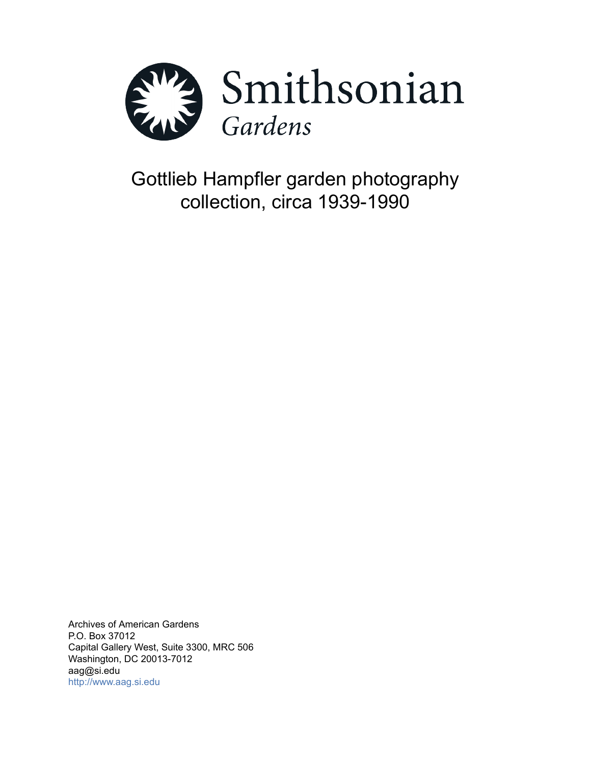Smithsonian

*Gardens*

# Gottlieb Hampfler garden photography collection, circa 1939-1990

Archives of American Gardens
P.O. Box 37012
Capital Gallery West, Suite 3300, MRC 506
Washington, DC 20013-7012
aag@si.edu
http://www.aag.si.edu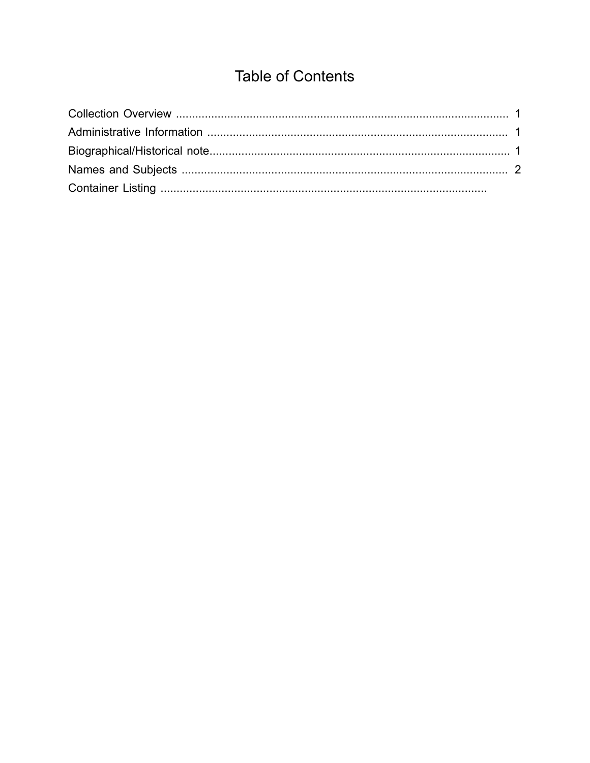# Table of Contents

Collection Overview ........................................................................................................ 1
Administrative Information .............................................................................................. 1
Biographical/Historical note.............................................................................................. 1
Names and Subjects ...................................................................................................... 2
Container Listing ......................................................................................................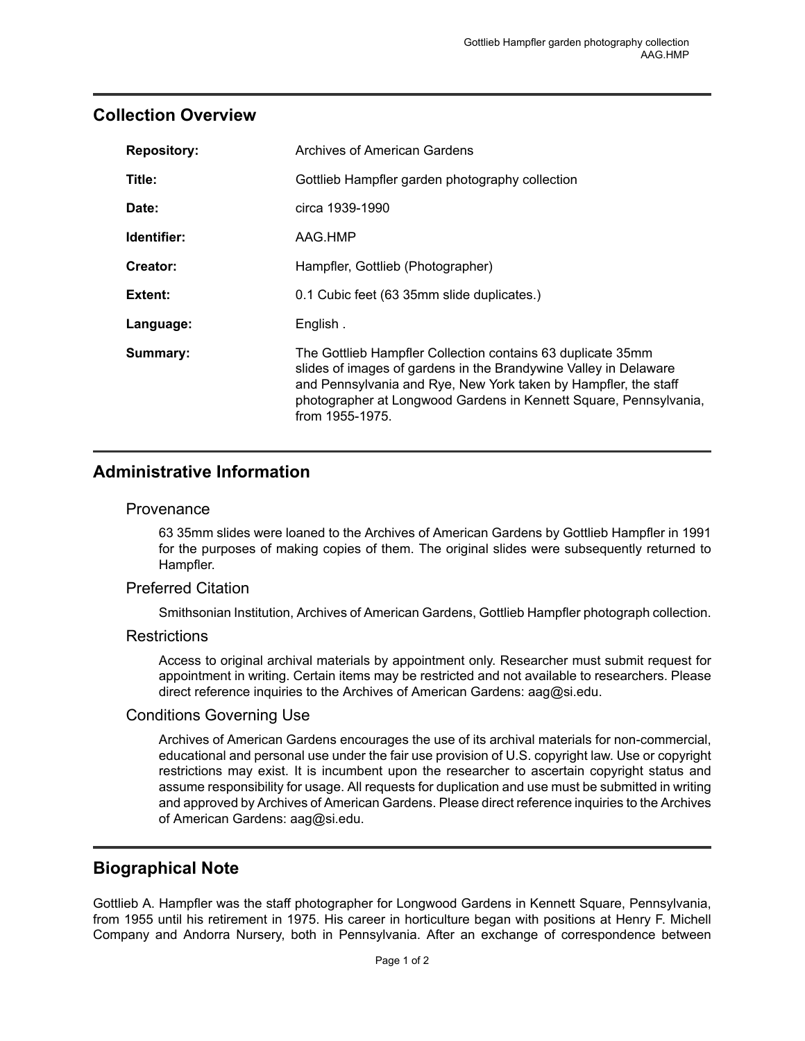## Collection Overview

| | |
|---|---|
| **Repository:** | Archives of American Gardens |
| **Title:** | Gottlieb Hampfler garden photography collection |
| **Date:** | circa 1939-1990 |
| **Identifier:** | AAG.HMP |
| **Creator:** | Hampfler, Gottlieb (Photographer) |
| **Extent:** | 0.1 Cubic feet (63 35mm slide duplicates.) |
| **Language:** | English . |
| **Summary:** | The Gottlieb Hampfler Collection contains 63 duplicate 35mm slides of images of gardens in the Brandywine Valley in Delaware and Pennsylvania and Rye, New York taken by Hampfler, the staff photographer at Longwood Gardens in Kennett Square, Pennsylvania, from 1955-1975. |

## Administrative Information

### Provenance

63 35mm slides were loaned to the Archives of American Gardens by Gottlieb Hampfler in 1991 for the purposes of making copies of them. The original slides were subsequently returned to Hampfler.

### Preferred Citation

Smithsonian Institution, Archives of American Gardens, Gottlieb Hampfler photograph collection.

### Restrictions

Access to original archival materials by appointment only. Researcher must submit request for appointment in writing. Certain items may be restricted and not available to researchers. Please direct reference inquiries to the Archives of American Gardens: aag@si.edu.

### Conditions Governing Use

Archives of American Gardens encourages the use of its archival materials for non-commercial, educational and personal use under the fair use provision of U.S. copyright law. Use or copyright restrictions may exist. It is incumbent upon the researcher to ascertain copyright status and assume responsibility for usage. All requests for duplication and use must be submitted in writing and approved by Archives of American Gardens. Please direct reference inquiries to the Archives of American Gardens: aag@si.edu.

## Biographical Note

Gottlieb A. Hampfler was the staff photographer for Longwood Gardens in Kennett Square, Pennsylvania, from 1955 until his retirement in 1975. His career in horticulture began with positions at Henry F. Michell Company and Andorra Nursery, both in Pennsylvania. After an exchange of correspondence between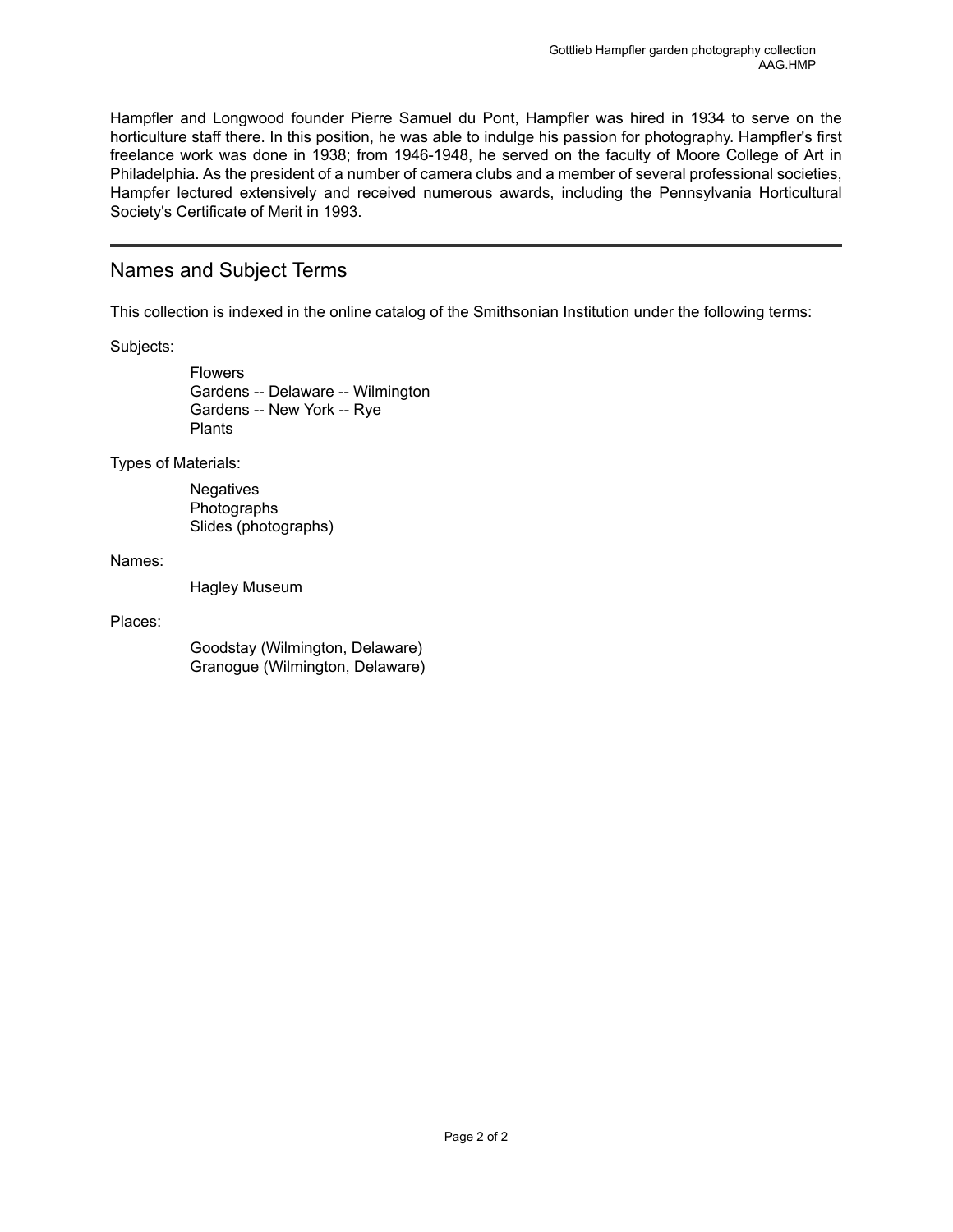Hampfler and Longwood founder Pierre Samuel du Pont, Hampfler was hired in 1934 to serve on the horticulture staff there. In this position, he was able to indulge his passion for photography. Hampfler's first freelance work was done in 1938; from 1946-1948, he served on the faculty of Moore College of Art in Philadelphia. As the president of a number of camera clubs and a member of several professional societies, Hampfer lectured extensively and received numerous awards, including the Pennsylvania Horticultural Society's Certificate of Merit in 1993.

## Names and Subject Terms

This collection is indexed in the online catalog of the Smithsonian Institution under the following terms:

Subjects:

- Flowers
- Gardens -- Delaware -- Wilmington
- Gardens -- New York -- Rye
- Plants

Types of Materials:

- Negatives
- Photographs
- Slides (photographs)

Names:

- Hagley Museum

Places:

- Goodstay (Wilmington, Delaware)
- Granogue (Wilmington, Delaware)